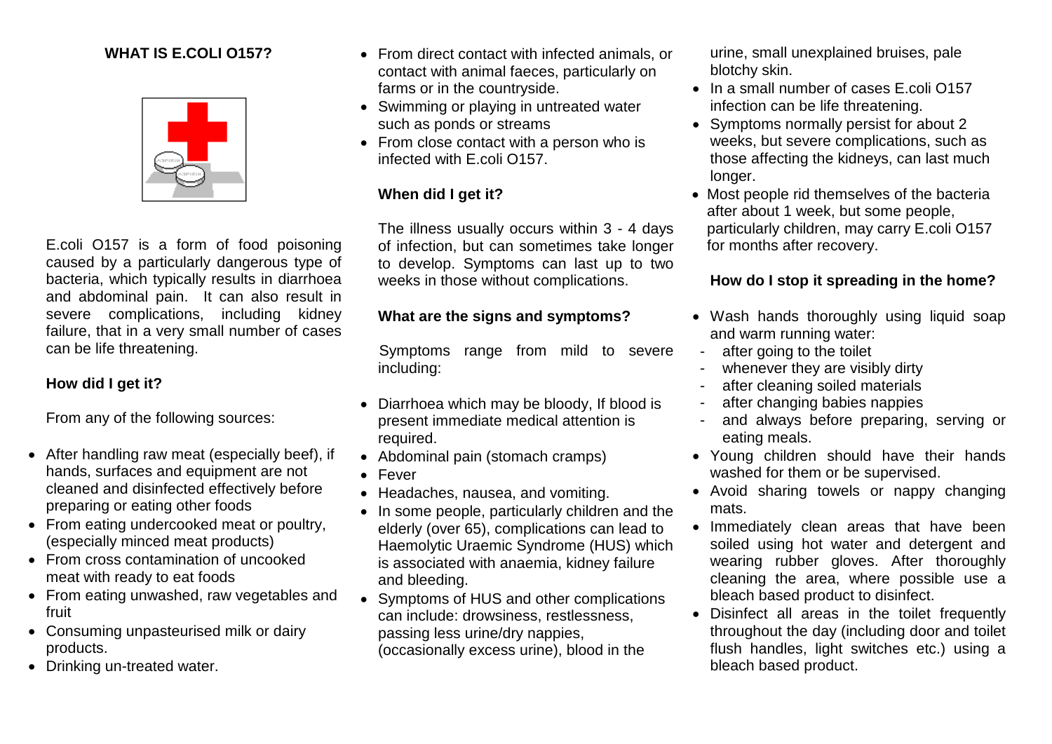## WHAT IS E.COLI O157?

E.coli O157 is a form of food poisoning caused by a particularly dangerous type of bacteria, which typically results in diarrhoea and abdominal pain. It can also result in severe complications, including kidney failure, that in a very small number of cases can be life threatening.

### How did I get it?

From any of the following sources:

- After handling raw meat (especially beef), if hands, surfaces and equipment are not cleaned and disinfected effectively before preparing or eating other foods
- From eating undercooked meat or poultry, (especially minced meat products)
- From cross contamination of uncooked meat with ready to eat foods
- From eating unwashed, raw vegetables and fruit
- Consuming unpasteurised milk or dairy products.
- Drinking un-treated water.
- From direct contact with infected animals, or contact with animal faeces, particularly on farms or in the countryside.
- Swimming or playing in untreated water such as ponds or streams
- From close contact with a person who is infected with E.coli O157.

### When did I get it?

The illness usually occurs within 3 - 4 days of infection, but can sometimes take longer to develop. Symptoms can last up to two weeks in those without complications.

### What are the signs and symptoms?

Symptoms range from mild to severe including:

- Diarrhoea which may be bloody, If blood is present immediate medical attention is required.
- Abdominal pain (stomach cramps)
- Fever
- Headaches, nausea, and vomiting.
- In some people, particularly children and the elderly (over 65), complications can lead to Haemolytic Uraemic Syndrome (HUS) which is associated with anaemia, kidney failure and bleeding.
- Symptoms of HUS and other complications can include: drowsiness, restlessness, passing less urine/dry nappies, (occasionally excess urine), blood in the urine, small unexplained bruises, pale blotchy skin.
- In a small number of cases E.coli O157 infection can be life threatening.
- Symptoms normally persist for about 2 weeks, but severe complications, such as those affecting the kidneys, can last much longer.
- Most people rid themselves of the bacteria after about 1 week, but some people, particularly children, may carry E.coli O157 for months after recovery.

### How do I stop it spreading in the home?

- Wash hands thoroughly using liquid soap and warm running water:
  - after going to the toilet
  - whenever they are visibly dirty
  - after cleaning soiled materials
  - after changing babies nappies
  - and always before preparing, serving or eating meals.
- Young children should have their hands washed for them or be supervised.
- Avoid sharing towels or nappy changing mats.
- Immediately clean areas that have been soiled using hot water and detergent and wearing rubber gloves. After thoroughly cleaning the area, where possible use a bleach based product to disinfect.
- Disinfect all areas in the toilet frequently throughout the day (including door and toilet flush handles, light switches etc.) using a bleach based product.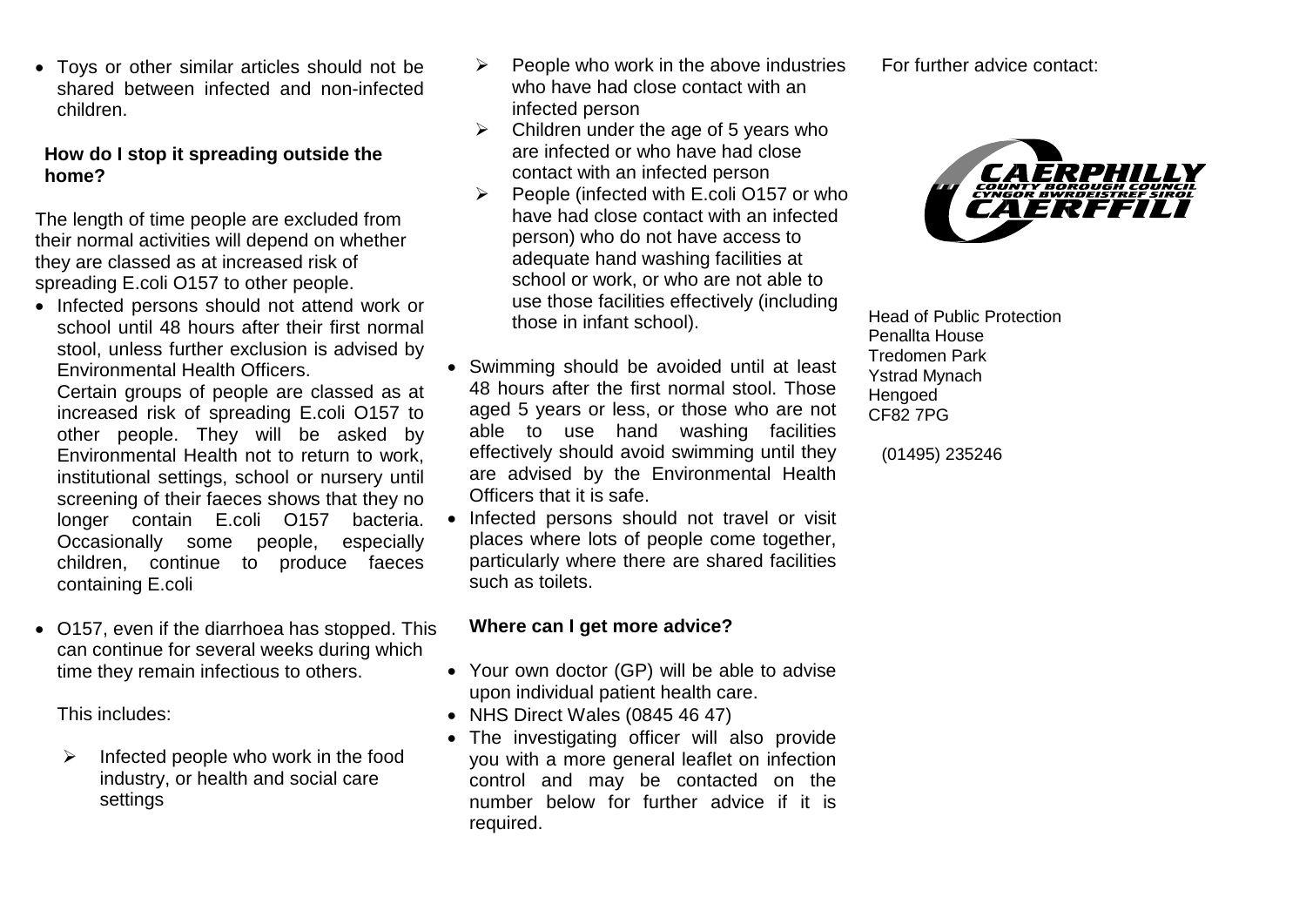- Toys or other similar articles should not be shared between infected and non-infected children.

**How do I stop it spreading outside the home?**

The length of time people are excluded from their normal activities will depend on whether they are classed as at increased risk of spreading E.coli O157 to other people.

- Infected persons should not attend work or school until 48 hours after their first normal stool, unless further exclusion is advised by Environmental Health Officers.

  Certain groups of people are classed as at increased risk of spreading E.coli O157 to other people. They will be asked by Environmental Health not to return to work, institutional settings, school or nursery until screening of their faeces shows that they no longer contain E.coli O157 bacteria. Occasionally some people, especially children, continue to produce faeces containing E.coli

- O157, even if the diarrhoea has stopped. This can continue for several weeks during which time they remain infectious to others.

  This includes:

  - Infected people who work in the food industry, or health and social care settings
  - People who work in the above industries who have had close contact with an infected person
  - Children under the age of 5 years who are infected or who have had close contact with an infected person
  - People (infected with E.coli O157 or who have had close contact with an infected person) who do not have access to adequate hand washing facilities at school or work, or who are not able to use those facilities effectively (including those in infant school).

- Swimming should be avoided until at least 48 hours after the first normal stool. Those aged 5 years or less, or those who are not able to use hand washing facilities effectively should avoid swimming until they are advised by the Environmental Health Officers that it is safe.
- Infected persons should not travel or visit places where lots of people come together, particularly where there are shared facilities such as toilets.

**Where can I get more advice?**

- Your own doctor (GP) will be able to advise upon individual patient health care.
- NHS Direct Wales (0845 46 47)
- The investigating officer will also provide you with a more general leaflet on infection control and may be contacted on the number below for further advice if it is required.

For further advice contact:

CAERPHILLY COUNTY BOROUGH COUNCIL
CYNGOR BWRDEISTREF SIROL CAERFFILI

Head of Public Protection
Penallta House
Tredomen Park
Ystrad Mynach
Hengoed
CF82 7PG

(01495) 235246